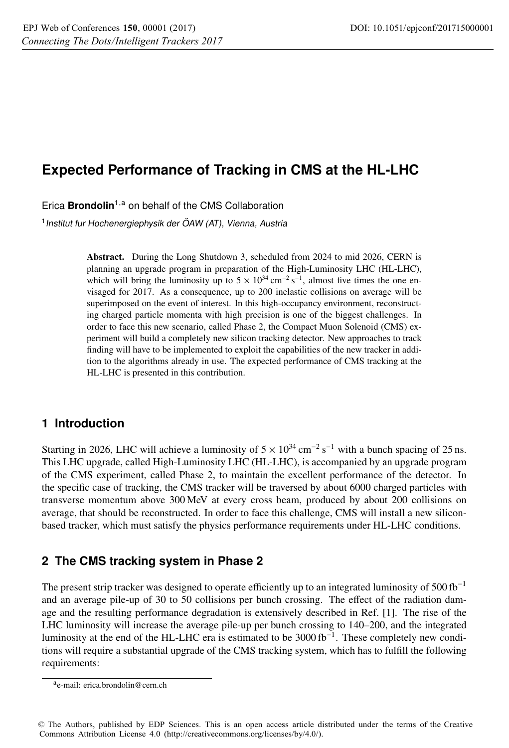# Expected Performance of Tracking in CMS at the HL-LHC

Erica **Brondolin**[1,a] on behalf of the CMS Collaboration

[1] *Institut fur Hochenergiephysik der ÖAW (AT), Vienna, Austria*

> **Abstract.** During the Long Shutdown 3, scheduled from 2024 to mid 2026, CERN is planning an upgrade program in preparation of the High-Luminosity LHC (HL-LHC), which will bring the luminosity up to $5 \times 10^{34}\,\mathrm{cm}^{-2}\,\mathrm{s}^{-1}$, almost five times the one envisaged for 2017. As a consequence, up to 200 inelastic collisions on average will be superimposed on the event of interest. In this high-occupancy environment, reconstructing charged particle momenta with high precision is one of the biggest challenges. In order to face this new scenario, called Phase 2, the Compact Muon Solenoid (CMS) experiment will build a completely new silicon tracking detector. New approaches to track finding will have to be implemented to exploit the capabilities of the new tracker in addition to the algorithms already in use. The expected performance of CMS tracking at the HL-LHC is presented in this contribution.

## 1 Introduction

Starting in 2026, LHC will achieve a luminosity of $5 \times 10^{34}\,\mathrm{cm}^{-2}\,\mathrm{s}^{-1}$ with a bunch spacing of 25 ns. This LHC upgrade, called High-Luminosity LHC (HL-LHC), is accompanied by an upgrade program of the CMS experiment, called Phase 2, to maintain the excellent performance of the detector. In the specific case of tracking, the CMS tracker will be traversed by about 6000 charged particles with transverse momentum above 300 MeV at every cross beam, produced by about 200 collisions on average, that should be reconstructed. In order to face this challenge, CMS will install a new silicon-based tracker, which must satisfy the physics performance requirements under HL-LHC conditions.

## 2 The CMS tracking system in Phase 2

The present strip tracker was designed to operate efficiently up to an integrated luminosity of $500\,\mathrm{fb}^{-1}$ and an average pile-up of 30 to 50 collisions per bunch crossing. The effect of the radiation damage and the resulting performance degradation is extensively described in Ref. [1]. The rise of the LHC luminosity will increase the average pile-up per bunch crossing to 140–200, and the integrated luminosity at the end of the HL-LHC era is estimated to be $3000\,\mathrm{fb}^{-1}$. These completely new conditions will require a substantial upgrade of the CMS tracking system, which has to fulfill the following requirements:

[a] e-mail: erica.brondolin@cern.ch

© The Authors, published by EDP Sciences. This is an open access article distributed under the terms of the Creative Commons Attribution License 4.0 (http://creativecommons.org/licenses/by/4.0/).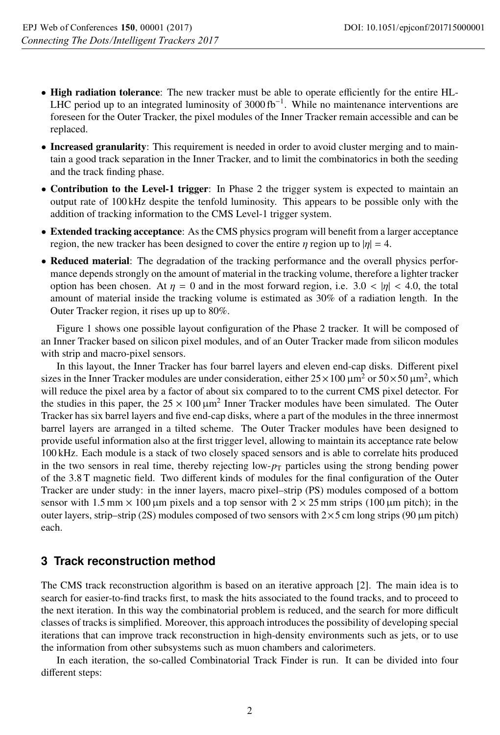- **High radiation tolerance**: The new tracker must be able to operate efficiently for the entire HL-LHC period up to an integrated luminosity of $3000\,\text{fb}^{-1}$. While no maintenance interventions are foreseen for the Outer Tracker, the pixel modules of the Inner Tracker remain accessible and can be replaced.
- **Increased granularity**: This requirement is needed in order to avoid cluster merging and to maintain a good track separation in the Inner Tracker, and to limit the combinatorics in both the seeding and the track finding phase.
- **Contribution to the Level-1 trigger**: In Phase 2 the trigger system is expected to maintain an output rate of 100 kHz despite the tenfold luminosity. This appears to be possible only with the addition of tracking information to the CMS Level-1 trigger system.
- **Extended tracking acceptance**: As the CMS physics program will benefit from a larger acceptance region, the new tracker has been designed to cover the entire $\eta$ region up to $|\eta| = 4$.
- **Reduced material**: The degradation of the tracking performance and the overall physics performance depends strongly on the amount of material in the tracking volume, therefore a lighter tracker option has been chosen. At $\eta = 0$ and in the most forward region, i.e. $3.0 < |\eta| < 4.0$, the total amount of material inside the tracking volume is estimated as 30% of a radiation length. In the Outer Tracker region, it rises up up to 80%.

Figure 1 shows one possible layout configuration of the Phase 2 tracker. It will be composed of an Inner Tracker based on silicon pixel modules, and of an Outer Tracker made from silicon modules with strip and macro-pixel sensors.

In this layout, the Inner Tracker has four barrel layers and eleven end-cap disks. Different pixel sizes in the Inner Tracker modules are under consideration, either $25\times100\,\mu\text{m}^2$ or $50\times50\,\mu\text{m}^2$, which will reduce the pixel area by a factor of about six compared to to the current CMS pixel detector. For the studies in this paper, the $25 \times 100\,\mu\text{m}^2$ Inner Tracker modules have been simulated. The Outer Tracker has six barrel layers and five end-cap disks, where a part of the modules in the three innermost barrel layers are arranged in a tilted scheme. The Outer Tracker modules have been designed to provide useful information also at the first trigger level, allowing to maintain its acceptance rate below 100 kHz. Each module is a stack of two closely spaced sensors and is able to correlate hits produced in the two sensors in real time, thereby rejecting low-$p_\text{T}$ particles using the strong bending power of the 3.8 T magnetic field. Two different kinds of modules for the final configuration of the Outer Tracker are under study: in the inner layers, macro pixel–strip (PS) modules composed of a bottom sensor with $1.5\,\text{mm} \times 100\,\mu\text{m}$ pixels and a top sensor with $2 \times 25\,\text{mm}$ strips ($100\,\mu\text{m}$ pitch); in the outer layers, strip–strip (2S) modules composed of two sensors with $2\times5\,\text{cm}$ long strips ($90\,\mu\text{m}$ pitch) each.

## 3 Track reconstruction method

The CMS track reconstruction algorithm is based on an iterative approach [2]. The main idea is to search for easier-to-find tracks first, to mask the hits associated to the found tracks, and to proceed to the next iteration. In this way the combinatorial problem is reduced, and the search for more difficult classes of tracks is simplified. Moreover, this approach introduces the possibility of developing special iterations that can improve track reconstruction in high-density environments such as jets, or to use the information from other subsystems such as muon chambers and calorimeters.

In each iteration, the so-called Combinatorial Track Finder is run. It can be divided into four different steps: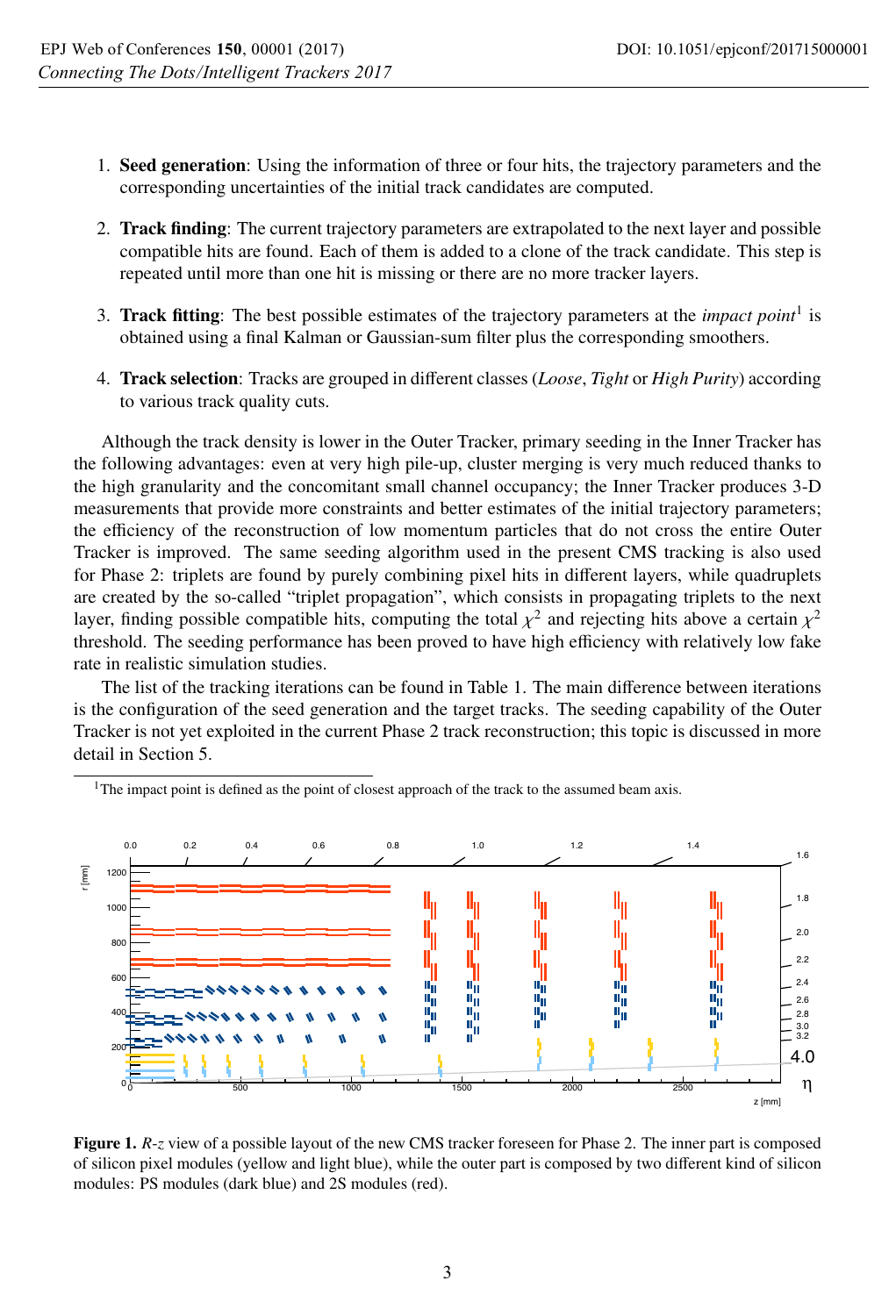1. **Seed generation**: Using the information of three or four hits, the trajectory parameters and the corresponding uncertainties of the initial track candidates are computed.

2. **Track finding**: The current trajectory parameters are extrapolated to the next layer and possible compatible hits are found. Each of them is added to a clone of the track candidate. This step is repeated until more than one hit is missing or there are no more tracker layers.

3. **Track fitting**: The best possible estimates of the trajectory parameters at the *impact point*[1] is obtained using a final Kalman or Gaussian-sum filter plus the corresponding smoothers.

4. **Track selection**: Tracks are grouped in different classes (*Loose*, *Tight* or *High Purity*) according to various track quality cuts.

Although the track density is lower in the Outer Tracker, primary seeding in the Inner Tracker has the following advantages: even at very high pile-up, cluster merging is very much reduced thanks to the high granularity and the concomitant small channel occupancy; the Inner Tracker produces 3-D measurements that provide more constraints and better estimates of the initial trajectory parameters; the efficiency of the reconstruction of low momentum particles that do not cross the entire Outer Tracker is improved. The same seeding algorithm used in the present CMS tracking is also used for Phase 2: triplets are found by purely combining pixel hits in different layers, while quadruplets are created by the so-called "triplet propagation", which consists in propagating triplets to the next layer, finding possible compatible hits, computing the total $\chi^2$ and rejecting hits above a certain $\chi^2$ threshold. The seeding performance has been proved to have high efficiency with relatively low fake rate in realistic simulation studies.

The list of the tracking iterations can be found in Table 1. The main difference between iterations is the configuration of the seed generation and the target tracks. The seeding capability of the Outer Tracker is not yet exploited in the current Phase 2 track reconstruction; this topic is discussed in more detail in Section 5.

[1] The impact point is defined as the point of closest approach of the track to the assumed beam axis.

**Figure 1.** *R*-*z* view of a possible layout of the new CMS tracker foreseen for Phase 2. The inner part is composed of silicon pixel modules (yellow and light blue), while the outer part is composed by two different kind of silicon modules: PS modules (dark blue) and 2S modules (red).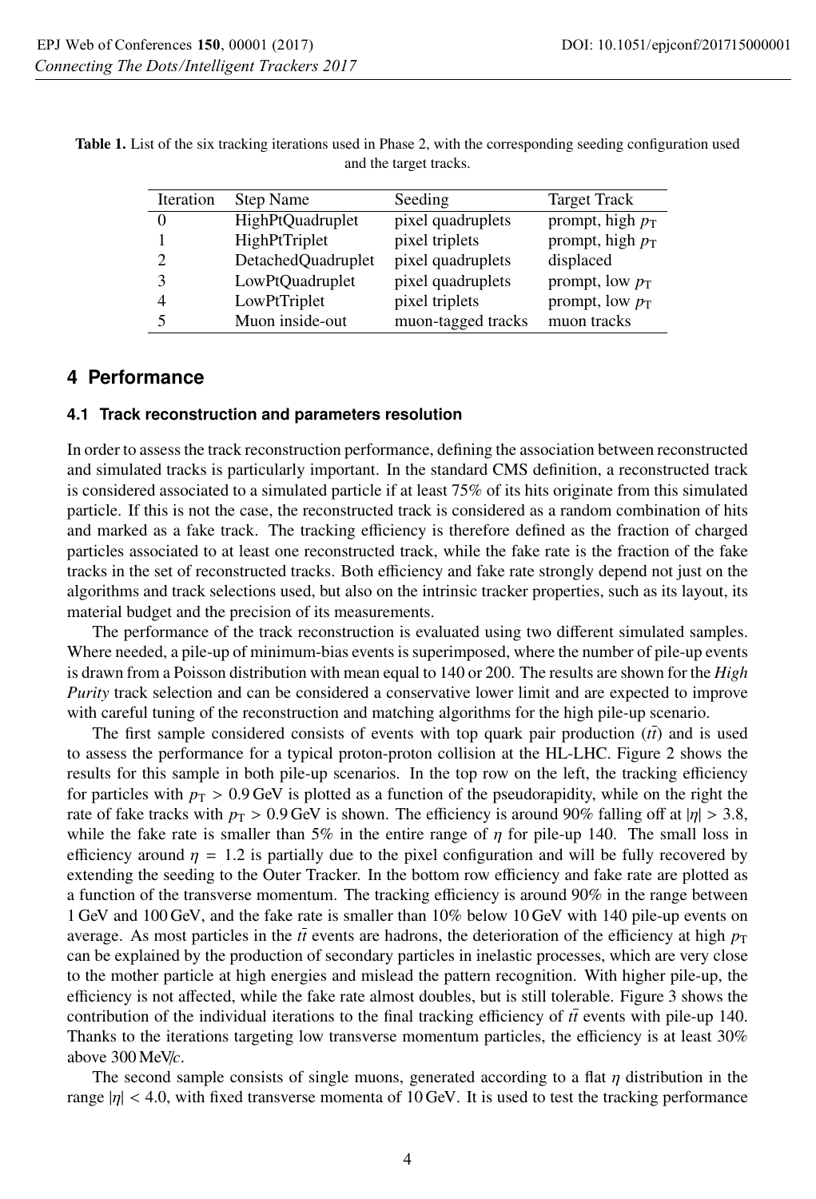**Table 1.** List of the six tracking iterations used in Phase 2, with the corresponding seeding configuration used and the target tracks.

| Iteration | Step Name | Seeding | Target Track |
|---|---|---|---|
| 0 | HighPtQuadruplet | pixel quadruplets | prompt, high $p_T$ |
| 1 | HighPtTriplet | pixel triplets | prompt, high $p_T$ |
| 2 | DetachedQuadruplet | pixel quadruplets | displaced |
| 3 | LowPtQuadruplet | pixel quadruplets | prompt, low $p_T$ |
| 4 | LowPtTriplet | pixel triplets | prompt, low $p_T$ |
| 5 | Muon inside-out | muon-tagged tracks | muon tracks |

## 4 Performance

### 4.1 Track reconstruction and parameters resolution

In order to assess the track reconstruction performance, defining the association between reconstructed and simulated tracks is particularly important. In the standard CMS definition, a reconstructed track is considered associated to a simulated particle if at least 75% of its hits originate from this simulated particle. If this is not the case, the reconstructed track is considered as a random combination of hits and marked as a fake track. The tracking efficiency is therefore defined as the fraction of charged particles associated to at least one reconstructed track, while the fake rate is the fraction of the fake tracks in the set of reconstructed tracks. Both efficiency and fake rate strongly depend not just on the algorithms and track selections used, but also on the intrinsic tracker properties, such as its layout, its material budget and the precision of its measurements.

The performance of the track reconstruction is evaluated using two different simulated samples. Where needed, a pile-up of minimum-bias events is superimposed, where the number of pile-up events is drawn from a Poisson distribution with mean equal to 140 or 200. The results are shown for the *High Purity* track selection and can be considered a conservative lower limit and are expected to improve with careful tuning of the reconstruction and matching algorithms for the high pile-up scenario.

The first sample considered consists of events with top quark pair production ($t\bar{t}$) and is used to assess the performance for a typical proton-proton collision at the HL-LHC. Figure 2 shows the results for this sample in both pile-up scenarios. In the top row on the left, the tracking efficiency for particles with $p_T > 0.9$ GeV is plotted as a function of the pseudorapidity, while on the right the rate of fake tracks with $p_T > 0.9$ GeV is shown. The efficiency is around 90% falling off at $|\eta| > 3.8$, while the fake rate is smaller than 5% in the entire range of $\eta$ for pile-up 140. The small loss in efficiency around $\eta = 1.2$ is partially due to the pixel configuration and will be fully recovered by extending the seeding to the Outer Tracker. In the bottom row efficiency and fake rate are plotted as a function of the transverse momentum. The tracking efficiency is around 90% in the range between 1 GeV and 100 GeV, and the fake rate is smaller than 10% below 10 GeV with 140 pile-up events on average. As most particles in the $t\bar{t}$ events are hadrons, the deterioration of the efficiency at high $p_T$ can be explained by the production of secondary particles in inelastic processes, which are very close to the mother particle at high energies and mislead the pattern recognition. With higher pile-up, the efficiency is not affected, while the fake rate almost doubles, but is still tolerable. Figure 3 shows the contribution of the individual iterations to the final tracking efficiency of $t\bar{t}$ events with pile-up 140. Thanks to the iterations targeting low transverse momentum particles, the efficiency is at least 30% above 300 MeV/$c$.

The second sample consists of single muons, generated according to a flat $\eta$ distribution in the range $|\eta| < 4.0$, with fixed transverse momenta of 10 GeV. It is used to test the tracking performance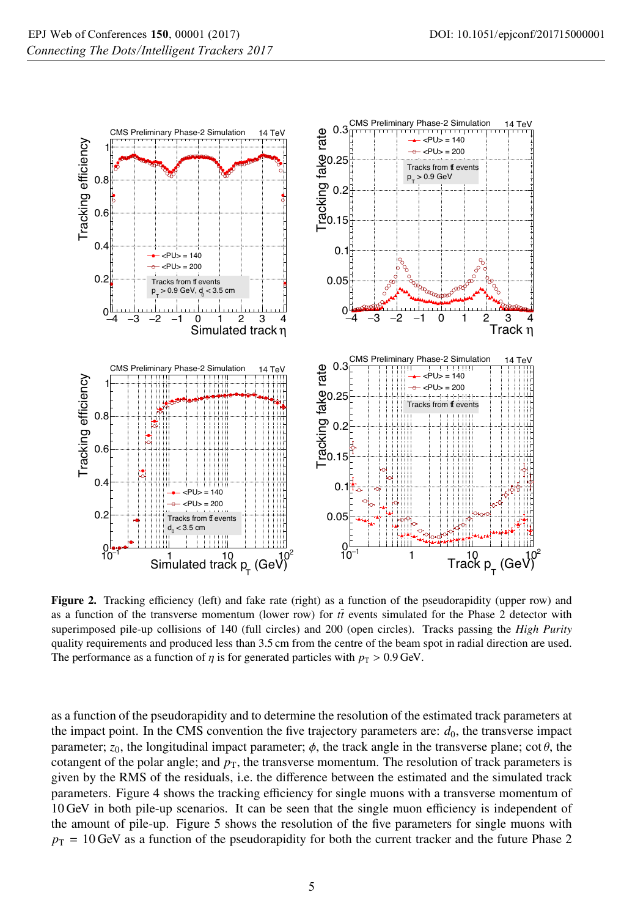**Figure 2.** Tracking efficiency (left) and fake rate (right) as a function of the pseudorapidity (upper row) and as a function of the transverse momentum (lower row) for $t\bar{t}$ events simulated for the Phase 2 detector with superimposed pile-up collisions of 140 (full circles) and 200 (open circles). Tracks passing the *High Purity* quality requirements and produced less than 3.5 cm from the centre of the beam spot in radial direction are used. The performance as a function of $\eta$ is for generated particles with $p_T > 0.9$ GeV.

as a function of the pseudorapidity and to determine the resolution of the estimated track parameters at the impact point. In the CMS convention the five trajectory parameters are: $d_0$, the transverse impact parameter; $z_0$, the longitudinal impact parameter; $\phi$, the track angle in the transverse plane; $\cot\theta$, the cotangent of the polar angle; and $p_T$, the transverse momentum. The resolution of track parameters is given by the RMS of the residuals, i.e. the difference between the estimated and the simulated track parameters. Figure 4 shows the tracking efficiency for single muons with a transverse momentum of 10 GeV in both pile-up scenarios. It can be seen that the single muon efficiency is independent of the amount of pile-up. Figure 5 shows the resolution of the five parameters for single muons with $p_T = 10$ GeV as a function of the pseudorapidity for both the current tracker and the future Phase 2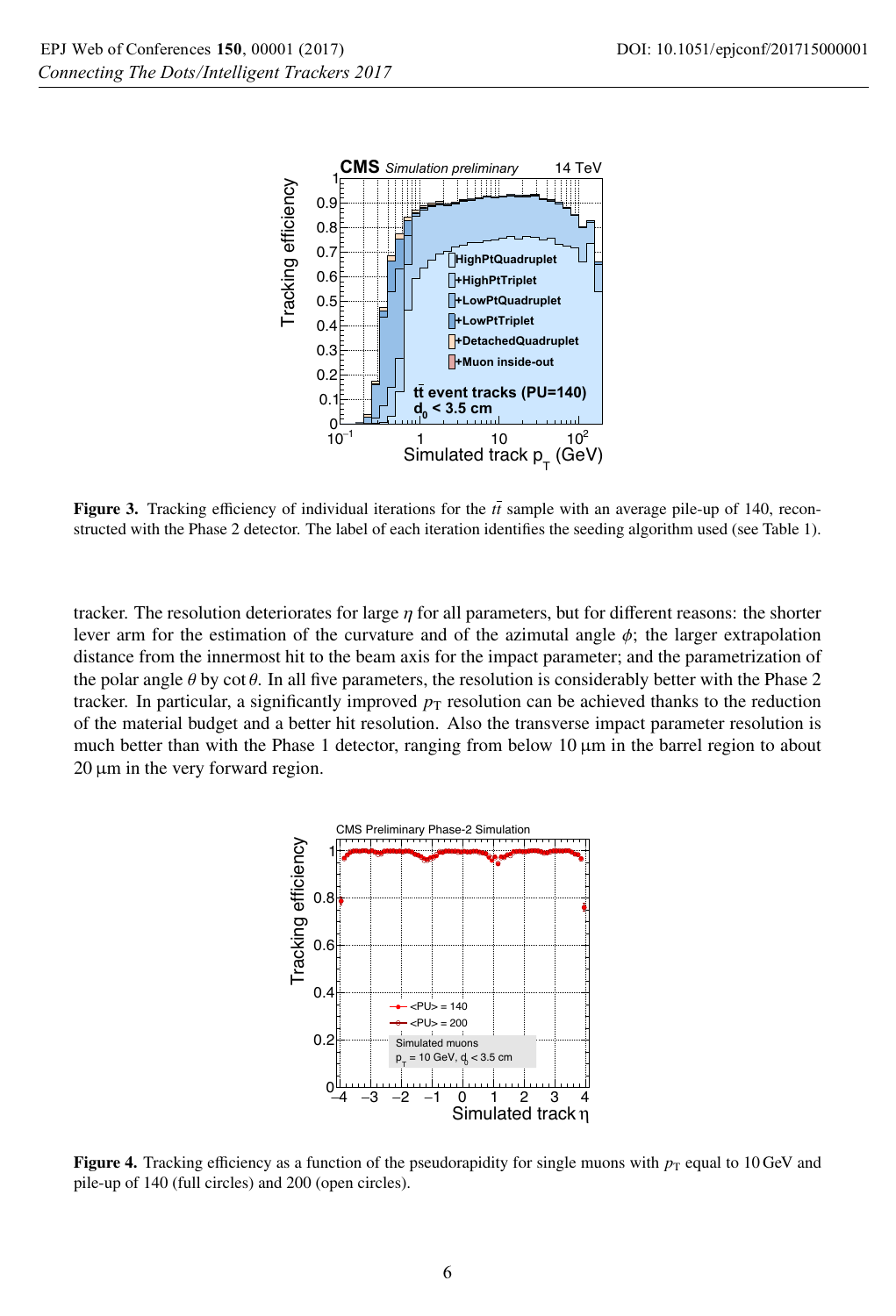**Figure 3.** Tracking efficiency of individual iterations for the $t\bar{t}$ sample with an average pile-up of 140, reconstructed with the Phase 2 detector. The label of each iteration identifies the seeding algorithm used (see Table 1).

tracker. The resolution deteriorates for large $\eta$ for all parameters, but for different reasons: the shorter lever arm for the estimation of the curvature and of the azimutal angle $\phi$; the larger extrapolation distance from the innermost hit to the beam axis for the impact parameter; and the parametrization of the polar angle $\theta$ by $\cot\theta$. In all five parameters, the resolution is considerably better with the Phase 2 tracker. In particular, a significantly improved $p_{\mathrm{T}}$ resolution can be achieved thanks to the reduction of the material budget and a better hit resolution. Also the transverse impact parameter resolution is much better than with the Phase 1 detector, ranging from below 10 μm in the barrel region to about 20 μm in the very forward region.

**Figure 4.** Tracking efficiency as a function of the pseudorapidity for single muons with $p_{\mathrm{T}}$ equal to 10 GeV and pile-up of 140 (full circles) and 200 (open circles).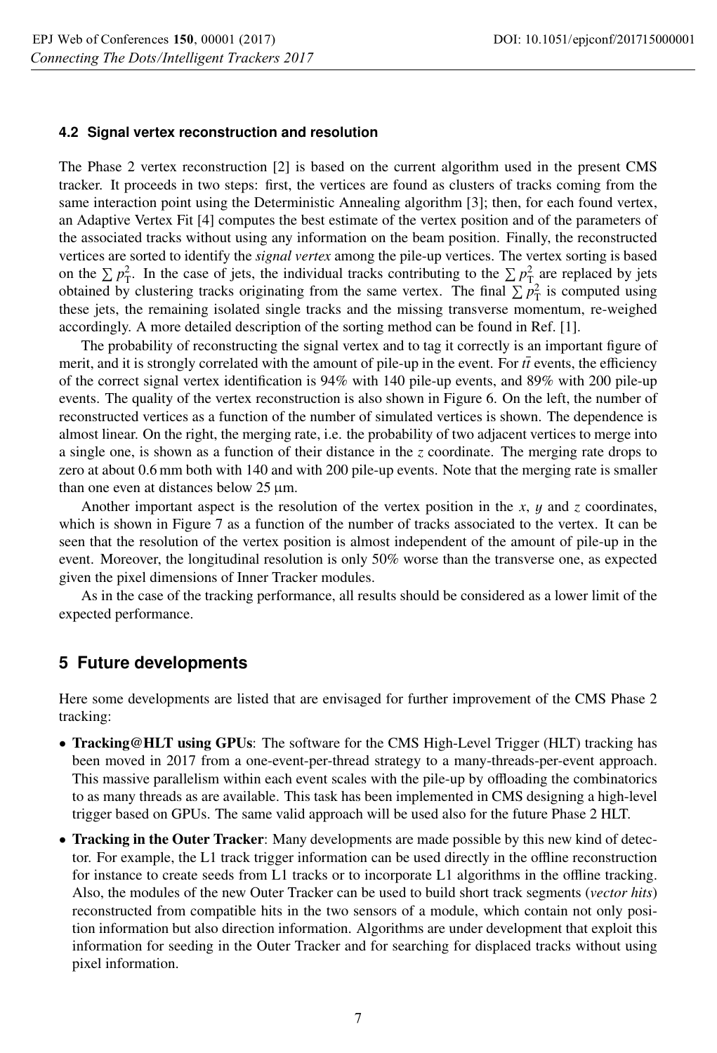### 4.2 Signal vertex reconstruction and resolution

The Phase 2 vertex reconstruction [2] is based on the current algorithm used in the present CMS tracker. It proceeds in two steps: first, the vertices are found as clusters of tracks coming from the same interaction point using the Deterministic Annealing algorithm [3]; then, for each found vertex, an Adaptive Vertex Fit [4] computes the best estimate of the vertex position and of the parameters of the associated tracks without using any information on the beam position. Finally, the reconstructed vertices are sorted to identify the *signal vertex* among the pile-up vertices. The vertex sorting is based on the $\sum p_{\mathrm{T}}^2$. In the case of jets, the individual tracks contributing to the $\sum p_{\mathrm{T}}^2$ are replaced by jets obtained by clustering tracks originating from the same vertex. The final $\sum p_{\mathrm{T}}^2$ is computed using these jets, the remaining isolated single tracks and the missing transverse momentum, re-weighed accordingly. A more detailed description of the sorting method can be found in Ref. [1].

The probability of reconstructing the signal vertex and to tag it correctly is an important figure of merit, and it is strongly correlated with the amount of pile-up in the event. For $t\bar{t}$ events, the efficiency of the correct signal vertex identification is 94% with 140 pile-up events, and 89% with 200 pile-up events. The quality of the vertex reconstruction is also shown in Figure 6. On the left, the number of reconstructed vertices as a function of the number of simulated vertices is shown. The dependence is almost linear. On the right, the merging rate, i.e. the probability of two adjacent vertices to merge into a single one, is shown as a function of their distance in the $z$ coordinate. The merging rate drops to zero at about 0.6 mm both with 140 and with 200 pile-up events. Note that the merging rate is smaller than one even at distances below 25 μm.

Another important aspect is the resolution of the vertex position in the $x$, $y$ and $z$ coordinates, which is shown in Figure 7 as a function of the number of tracks associated to the vertex. It can be seen that the resolution of the vertex position is almost independent of the amount of pile-up in the event. Moreover, the longitudinal resolution is only 50% worse than the transverse one, as expected given the pixel dimensions of Inner Tracker modules.

As in the case of the tracking performance, all results should be considered as a lower limit of the expected performance.

## 5 Future developments

Here some developments are listed that are envisaged for further improvement of the CMS Phase 2 tracking:

- **Tracking@HLT using GPUs**: The software for the CMS High-Level Trigger (HLT) tracking has been moved in 2017 from a one-event-per-thread strategy to a many-threads-per-event approach. This massive parallelism within each event scales with the pile-up by offloading the combinatorics to as many threads as are available. This task has been implemented in CMS designing a high-level trigger based on GPUs. The same valid approach will be used also for the future Phase 2 HLT.
- **Tracking in the Outer Tracker**: Many developments are made possible by this new kind of detector. For example, the L1 track trigger information can be used directly in the offline reconstruction for instance to create seeds from L1 tracks or to incorporate L1 algorithms in the offline tracking. Also, the modules of the new Outer Tracker can be used to build short track segments (*vector hits*) reconstructed from compatible hits in the two sensors of a module, which contain not only position information but also direction information. Algorithms are under development that exploit this information for seeding in the Outer Tracker and for searching for displaced tracks without using pixel information.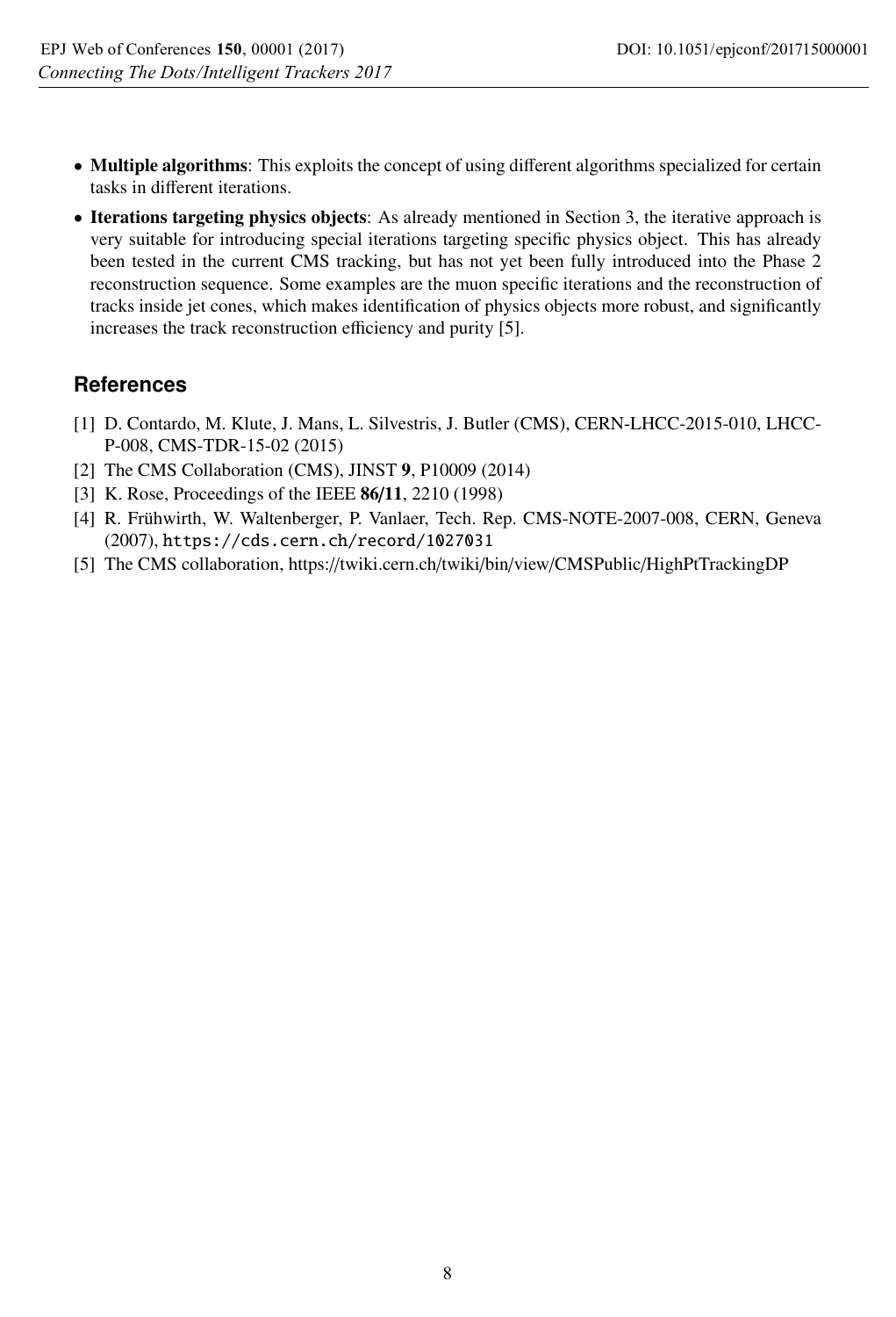- **Multiple algorithms**: This exploits the concept of using different algorithms specialized for certain tasks in different iterations.
- **Iterations targeting physics objects**: As already mentioned in Section 3, the iterative approach is very suitable for introducing special iterations targeting specific physics object. This has already been tested in the current CMS tracking, but has not yet been fully introduced into the Phase 2 reconstruction sequence. Some examples are the muon specific iterations and the reconstruction of tracks inside jet cones, which makes identification of physics objects more robust, and significantly increases the track reconstruction efficiency and purity [5].

## References

[1] D. Contardo, M. Klute, J. Mans, L. Silvestris, J. Butler (CMS), CERN-LHCC-2015-010, LHCC-P-008, CMS-TDR-15-02 (2015)

[2] The CMS Collaboration (CMS), JINST **9**, P10009 (2014)

[3] K. Rose, Proceedings of the IEEE **86/11**, 2210 (1998)

[4] R. Frühwirth, W. Waltenberger, P. Vanlaer, Tech. Rep. CMS-NOTE-2007-008, CERN, Geneva (2007), `https://cds.cern.ch/record/1027031`

[5] The CMS collaboration, https://twiki.cern.ch/twiki/bin/view/CMSPublic/HighPtTrackingDP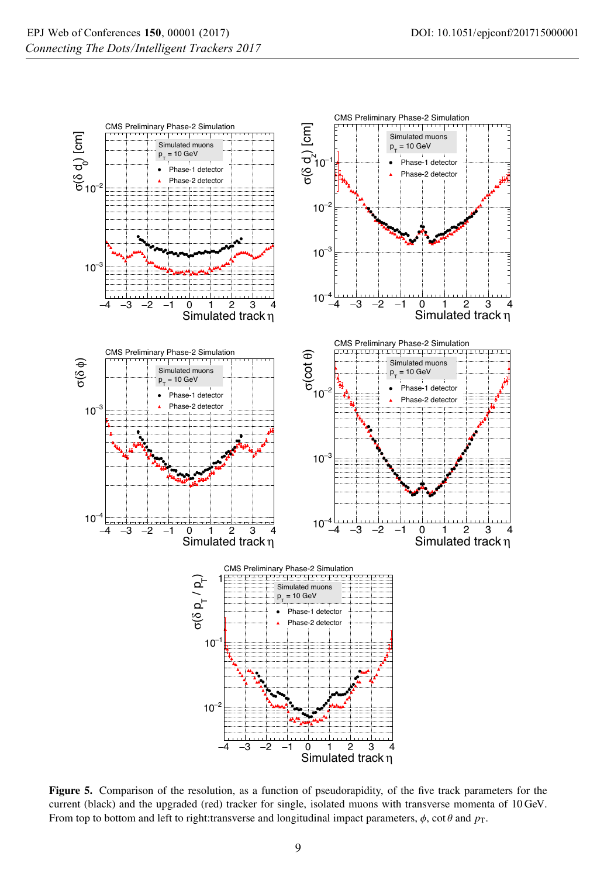**Figure 5.** Comparison of the resolution, as a function of pseudorapidity, of the five track parameters for the current (black) and the upgraded (red) tracker for single, isolated muons with transverse momenta of 10 GeV. From top to bottom and left to right:transverse and longitudinal impact parameters, $\phi$, $\cot\theta$ and $p_{\mathrm{T}}$.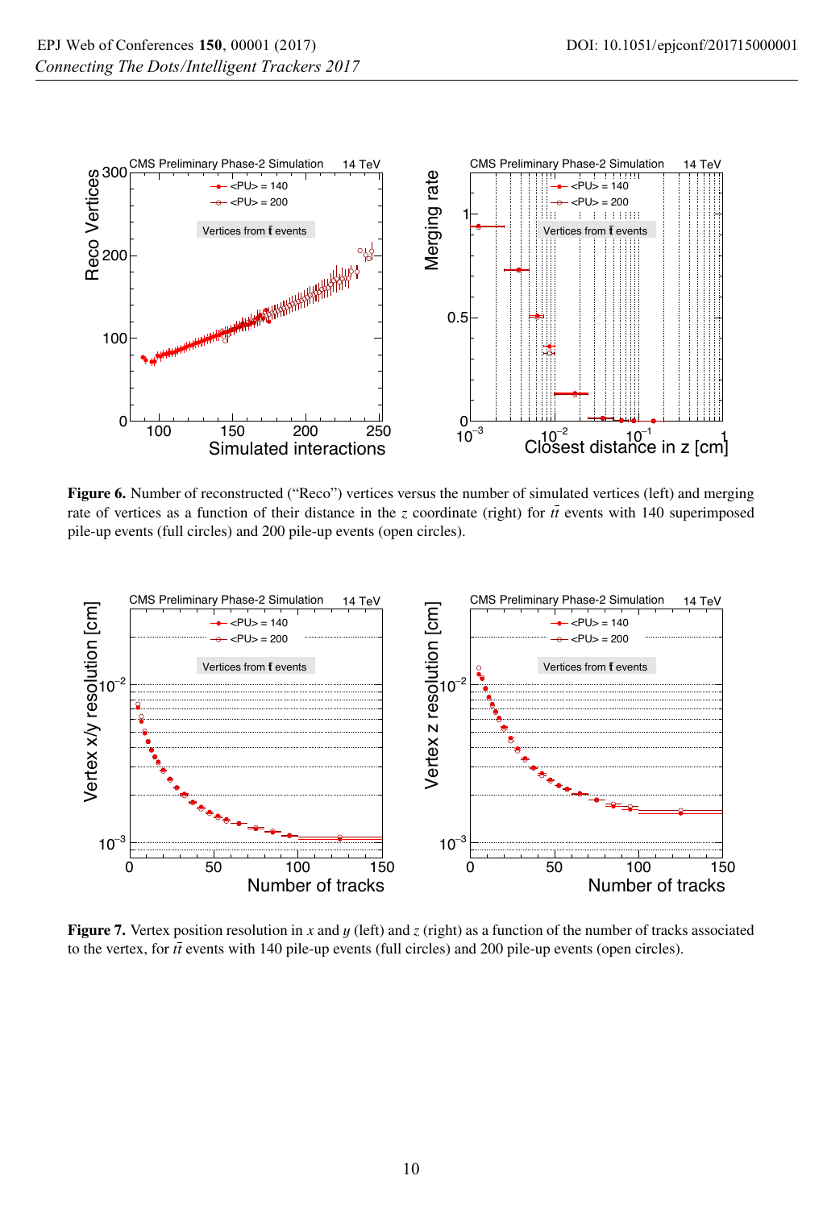CMS Preliminary Phase-2 Simulation 14 TeV

<PU> = 140

<PU> = 200

Vertices from $t\bar{t}$ events

Reco Vertices

0

100

200

300

100

150

200

250

Simulated interactions

CMS Preliminary Phase-2 Simulation 14 TeV

<PU> = 140

<PU> = 200

Vertices from $t\bar{t}$ events

Merging rate

0

0.5

1

$10^{-3}$

$10^{-2}$

$10^{-1}$

1

Closest distance in z [cm]

**Figure 6.** Number of reconstructed ("Reco") vertices versus the number of simulated vertices (left) and merging rate of vertices as a function of their distance in the $z$ coordinate (right) for $t\bar{t}$ events with 140 superimposed pile-up events (full circles) and 200 pile-up events (open circles).

CMS Preliminary Phase-2 Simulation 14 TeV

<PU> = 140

<PU> = 200

Vertices from $t\bar{t}$ events

Vertex x/y resolution [cm]

$10^{-3}$

$10^{-2}$

0

50

100

150

Number of tracks

CMS Preliminary Phase-2 Simulation 14 TeV

<PU> = 140

<PU> = 200

Vertices from $t\bar{t}$ events

Vertex z resolution [cm]

$10^{-3}$

$10^{-2}$

0

50

100

150

Number of tracks

**Figure 7.** Vertex position resolution in $x$ and $y$ (left) and $z$ (right) as a function of the number of tracks associated to the vertex, for $t\bar{t}$ events with 140 pile-up events (full circles) and 200 pile-up events (open circles).